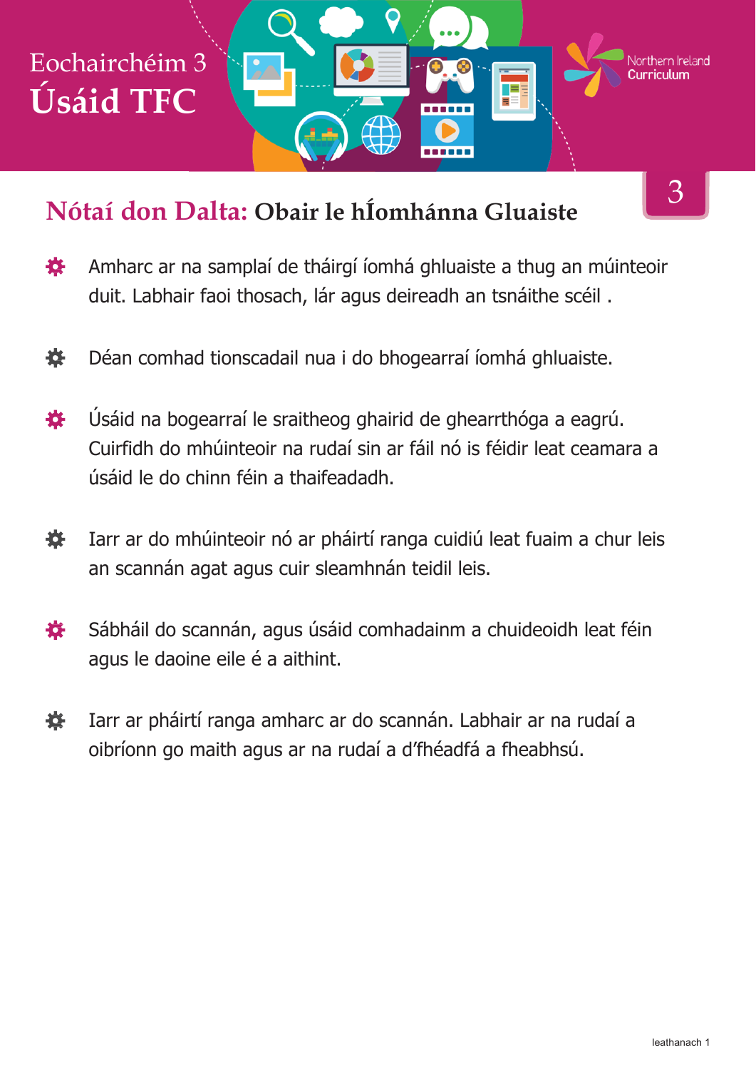# Eochairchéim 3
# Úsáid TFC

Northern Ireland Curriculum

3

## Nótaí don Dalta: Obair le hÍomhánna Gluaiste

- Amharc ar na samplaí de tháirgí íomhá ghluaiste a thug an múinteoir duit. Labhair faoi thosach, lár agus deireadh an tsnáithe scéil .
- Déan comhad tionscadail nua i do bhogearraí íomhá ghluaiste.
- Úsáid na bogearraí le sraitheog ghairid de ghearrthóga a eagrú. Cuirfidh do mhúinteoir na rudaí sin ar fáil nó is féidir leat ceamara a úsáid le do chinn féin a thaifeadadh.
- Iarr ar do mhúinteoir nó ar pháirtí ranga cuidiú leat fuaim a chur leis an scannán agat agus cuir sleamhnán teidil leis.
- Sábháil do scannán, agus úsáid comhadainm a chuideoidh leat féin agus le daoine eile é a aithint.
- Iarr ar pháirtí ranga amharc ar do scannán. Labhair ar na rudaí a oibríonn go maith agus ar na rudaí a d'fhéadfá a fheabhsú.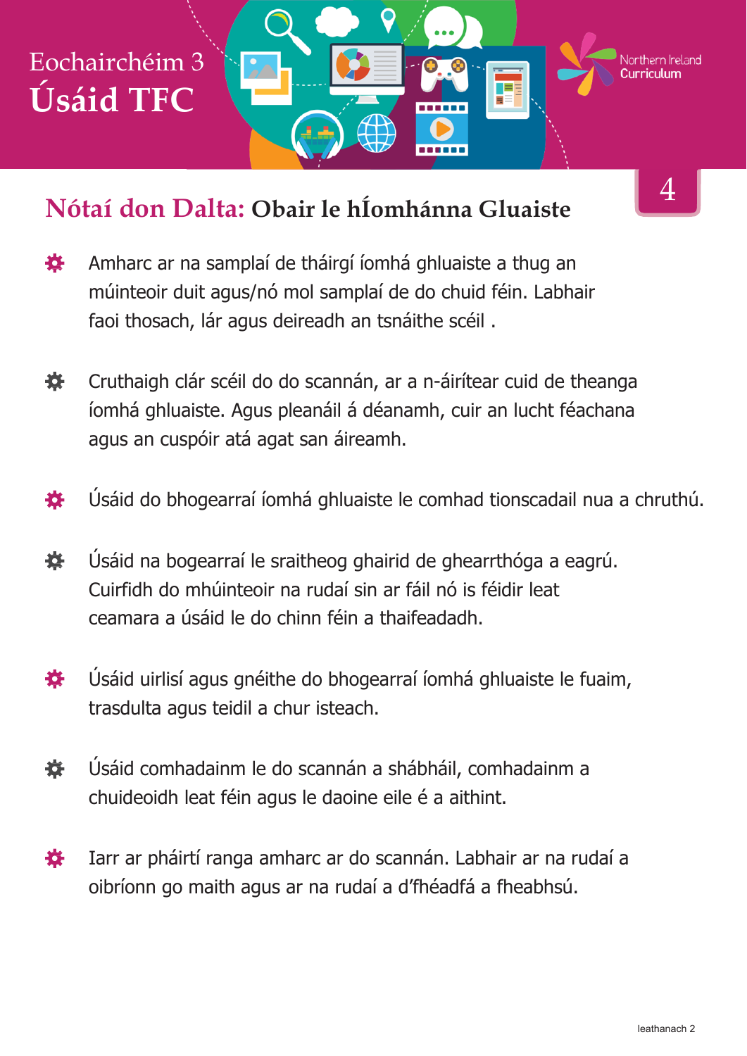# Eochairchéim 3
# Úsáid TFC

Northern Ireland Curriculum

4

## Nótaí don Dalta: Obair le hÍomhánna Gluaiste

- Amharc ar na samplaí de tháirgí íomhá ghluaiste a thug an múinteoir duit agus/nó mol samplaí de do chuid féin. Labhair faoi thosach, lár agus deireadh an tsnáithe scéil .
- Cruthaigh clár scéil do do scannán, ar a n-áirítear cuid de theanga íomhá ghluaiste. Agus pleanáil á déanamh, cuir an lucht féachana agus an cuspóir atá agat san áireamh.
- Úsáid do bhogearraí íomhá ghluaiste le comhad tionscadail nua a chruthú.
- Úsáid na bogearraí le sraitheog ghairid de ghearrthóga a eagrú. Cuirfidh do mhúinteoir na rudaí sin ar fáil nó is féidir leat ceamara a úsáid le do chinn féin a thaifeadadh.
- Úsáid uirlisí agus gnéithe do bhogearraí íomhá ghluaiste le fuaim, trasdulta agus teidil a chur isteach.
- Úsáid comhadainm le do scannán a shábháil, comhadainm a chuideoidh leat féin agus le daoine eile é a aithint.
- Iarr ar pháirtí ranga amharc ar do scannán. Labhair ar na rudaí a oibríonn go maith agus ar na rudaí a d'fhéadfá a fheabhsú.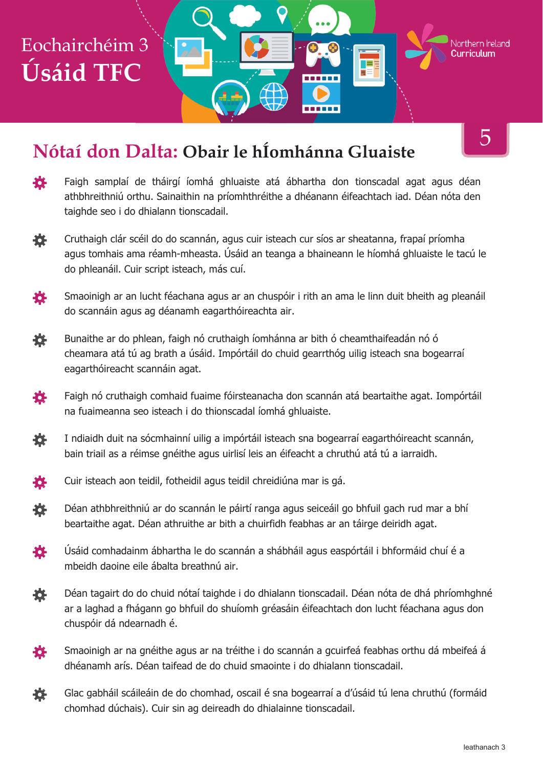# Eochairchéim 3
# Úsáid TFC

## Nótaí don Dalta: Obair le hÍomhánna Gluaiste

5

- Faigh samplaí de tháirgí íomhá ghluaiste atá ábhartha don tionscadal agat agus déan athbhreithniú orthu. Sainaithin na príomhthréithe a dhéanann éifeachtach iad. Déan nóta den taighde seo i do dhialann tionscadail.
- Cruthaigh clár scéil do do scannán, agus cuir isteach cur síos ar sheatanna, frapaí príomha agus tomhais ama réamh-mheasta. Úsáid an teanga a bhaineann le híomhá ghluaiste le tacú le do phleanáil. Cuir script isteach, más cuí.
- Smaoinigh ar an lucht féachana agus ar an chuspóir i rith an ama le linn duit bheith ag pleanáil do scannáin agus ag déanamh eagarthóireachta air.
- Bunaithe ar do phlean, faigh nó cruthaigh íomhánna ar bith ó cheamthaifeadán nó ó cheamara atá tú ag brath a úsáid. Impórtáil do chuid gearrthóg uilig isteach sna bogearraí eagarthóireacht scannáin agat.
- Faigh nó cruthaigh comhaid fuaime fóirsteanacha don scannán atá beartaithe agat. Iompórtáil na fuaimeanna seo isteach i do thionscadal íomhá ghluaiste.
- I ndiaidh duit na sócmhainní uilig a impórtáil isteach sna bogearraí eagarthóireacht scannán, bain triail as a réimse gnéithe agus uirlisí leis an éifeacht a chruthú atá tú a iarraidh.
- Cuir isteach aon teidil, fotheidil agus teidil chreidiúna mar is gá.
- Déan athbhreithniú ar do scannán le páirtí ranga agus seiceáil go bhfuil gach rud mar a bhí beartaithe agat. Déan athruithe ar bith a chuirfidh feabhas ar an táirge deiridh agat.
- Úsáid comhadainm ábhartha le do scannán a shábháil agus easpórtáil i bhformáid chuí é a mbeidh daoine eile ábalta breathnú air.
- Déan tagairt do do chuid nótaí taighde i do dhialann tionscadail. Déan nóta de dhá phríomhghné ar a laghad a fhágann go bhfuil do shuíomh gréasáin éifeachtach don lucht féachana agus don chuspóir dá ndearnadh é.
- Smaoinigh ar na gnéithe agus ar na tréithe i do scannán a gcuirfeá feabhas orthu dá mbeifeá á dhéanamh arís. Déan taifead de do chuid smaointe i do dhialann tionscadail.
- Glac gabháil scáileáin de do chomhad, oscail é sna bogearraí a d'úsáid tú lena chruthú (formáid chomhad dúchais). Cuir sin ag deireadh do dhialainne tionscadail.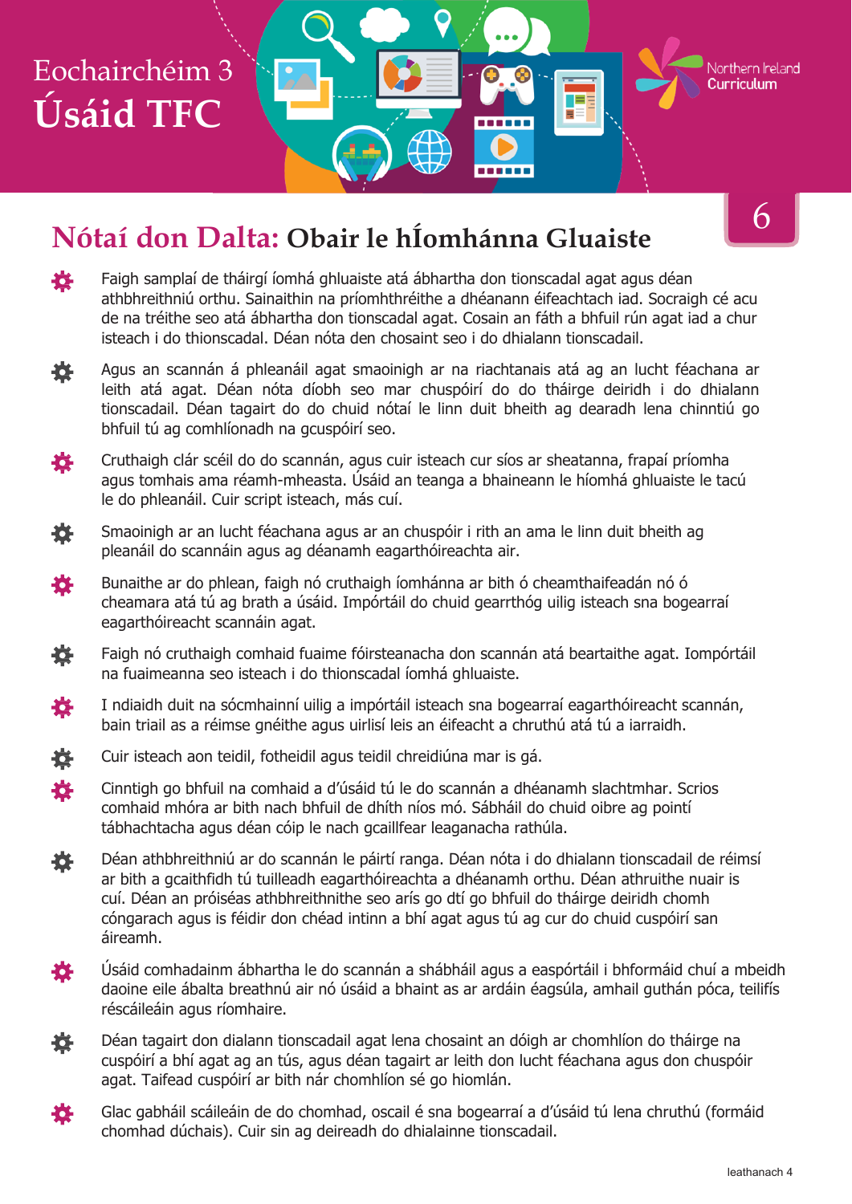Eochairchéim 3

# Úsáid TFC

Northern Ireland Curriculum

6

## Nótaí don Dalta: Obair le hÍomhánna Gluaiste

- Faigh samplaí de tháirgí íomhá ghluaiste atá ábhartha don tionscadal agat agus déan athbhreithniú orthu. Sainaithin na príomhthréithe a dhéanann éifeachtach iad. Socraigh cé acu de na tréithe seo atá ábhartha don tionscadal agat. Cosain an fáth a bhfuil rún agat iad a chur isteach i do thionscadal. Déan nóta den chosaint seo i do dhialann tionscadail.
- Agus an scannán á phleanáil agat smaoinigh ar na riachtanais atá ag an lucht féachana ar leith atá agat. Déan nóta díobh seo mar chuspóirí do do tháirge deiridh i do dhialann tionscadail. Déan tagairt do do chuid nótaí le linn duit bheith ag dearadh lena chinntiú go bhfuil tú ag comhlíonadh na gcuspóirí seo.
- Cruthaigh clár scéil do do scannán, agus cuir isteach cur síos ar sheatanna, frapaí príomha agus tomhais ama réamh-mheasta. Úsáid an teanga a bhaineann le híomhá ghluaiste le tacú le do phleanáil. Cuir script isteach, más cuí.
- Smaoinigh ar an lucht féachana agus ar an chuspóir i rith an ama le linn duit bheith ag pleanáil do scannáin agus ag déanamh eagarthóireachta air.
- Bunaithe ar do phlean, faigh nó cruthaigh íomhánna ar bith ó cheamthaifeadán nó ó cheamara atá tú ag brath a úsáid. Impórtáil do chuid gearrthóg uilig isteach sna bogearraí eagarthóireacht scannáin agat.
- Faigh nó cruthaigh comhaid fuaime fóirsteanacha don scannán atá beartaithe agat. Iompórtáil na fuaimeanna seo isteach i do thionscadal íomhá ghluaiste.
- I ndiaidh duit na sócmhainní uilig a impórtáil isteach sna bogearraí eagarthóireacht scannán, bain triail as a réimse gnéithe agus uirlisí leis an éifeacht a chruthú atá tú a iarraidh.
- Cuir isteach aon teidil, fotheidil agus teidil chreidiúna mar is gá.
- Cinntigh go bhfuil na comhaid a d'úsáid tú le do scannán a dhéanamh slachtmhar. Scrios comhaid mhóra ar bith nach bhfuil de dhíth níos mó. Sábháil do chuid oibre ag pointí tábhachtacha agus déan cóip le nach gcaillfear leaganacha rathúla.
- Déan athbhreithniú ar do scannán le páirtí ranga. Déan nóta i do dhialann tionscadail de réimsí ar bith a gcaithfidh tú tuilleadh eagarthóireachta a dhéanamh orthu. Déan athruithe nuair is cuí. Déan an próiséas athbhreithnithe seo arís go dtí go bhfuil do tháirge deiridh chomh cóngarach agus is féidir don chéad intinn a bhí agat agus tú ag cur do chuid cuspóirí san áireamh.
- Úsáid comhadainm ábhartha le do scannán a shábháil agus a easpórtáil i bhformáid chuí a mbeidh daoine eile ábalta breathnú air nó úsáid a bhaint as ar ardáin éagsúla, amhail guthán póca, teilifís réscáileáin agus ríomhaire.
- Déan tagairt don dialann tionscadail agat lena chosaint an dóigh ar chomhlíon do tháirge na cuspóirí a bhí agat ag an tús, agus déan tagairt ar leith don lucht féachana agus don chuspóir agat. Taifead cuspóirí ar bith nár chomhlíon sé go hiomlán.
- Glac gabháil scáileáin de do chomhad, oscail é sna bogearraí a d'úsáid tú lena chruthú (formáid chomhad dúchais). Cuir sin ag deireadh do dhialainne tionscadail.